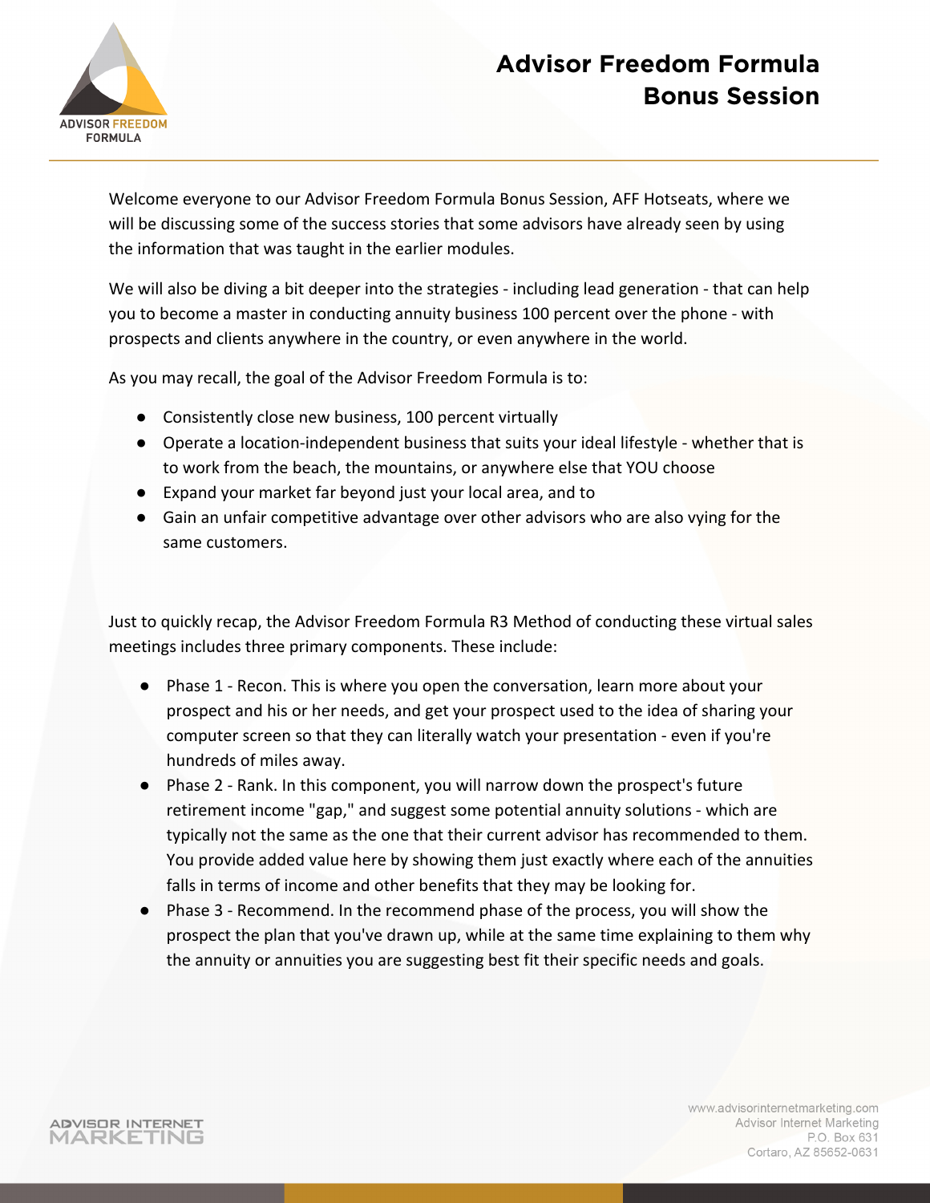# Advisor Freedom Formula Bonus Session

Welcome everyone to our Advisor Freedom Formula Bonus Session, AFF Hotseats, where we will be discussing some of the success stories that some advisors have already seen by using the information that was taught in the earlier modules.

We will also be diving a bit deeper into the strategies - including lead generation - that can help you to become a master in conducting annuity business 100 percent over the phone - with prospects and clients anywhere in the country, or even anywhere in the world.

As you may recall, the goal of the Advisor Freedom Formula is to:

- Consistently close new business, 100 percent virtually
- Operate a location-independent business that suits your ideal lifestyle - whether that is to work from the beach, the mountains, or anywhere else that YOU choose
- Expand your market far beyond just your local area, and to
- Gain an unfair competitive advantage over other advisors who are also vying for the same customers.

Just to quickly recap, the Advisor Freedom Formula R3 Method of conducting these virtual sales meetings includes three primary components. These include:

- Phase 1 - Recon. This is where you open the conversation, learn more about your prospect and his or her needs, and get your prospect used to the idea of sharing your computer screen so that they can literally watch your presentation - even if you're hundreds of miles away.
- Phase 2 - Rank. In this component, you will narrow down the prospect's future retirement income "gap," and suggest some potential annuity solutions - which are typically not the same as the one that their current advisor has recommended to them. You provide added value here by showing them just exactly where each of the annuities falls in terms of income and other benefits that they may be looking for.
- Phase 3 - Recommend. In the recommend phase of the process, you will show the prospect the plan that you've drawn up, while at the same time explaining to them why the annuity or annuities you are suggesting best fit their specific needs and goals.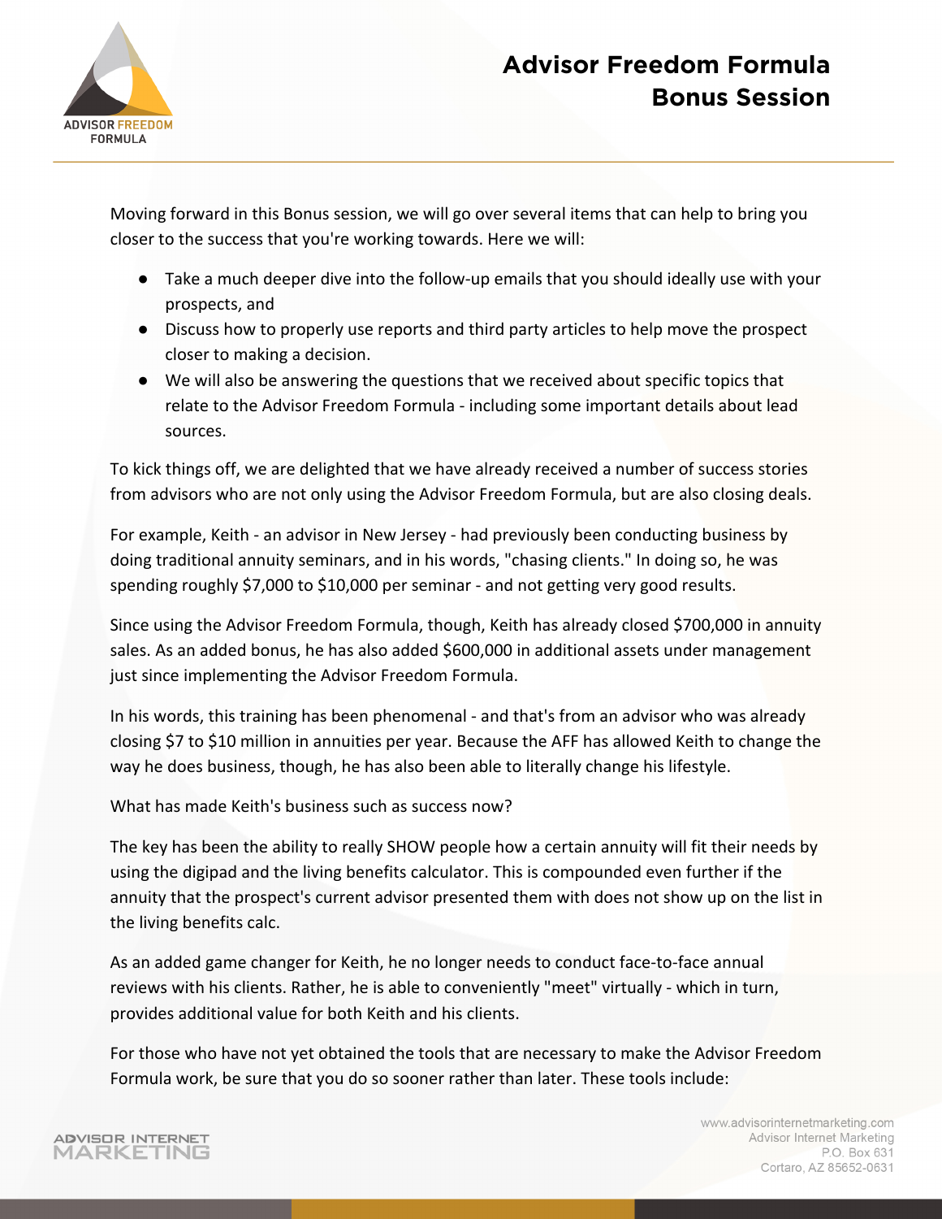Moving forward in this Bonus session, we will go over several items that can help to bring you closer to the success that you're working towards. Here we will:

- Take a much deeper dive into the follow-up emails that you should ideally use with your prospects, and
- Discuss how to properly use reports and third party articles to help move the prospect closer to making a decision.
- We will also be answering the questions that we received about specific topics that relate to the Advisor Freedom Formula - including some important details about lead sources.

To kick things off, we are delighted that we have already received a number of success stories from advisors who are not only using the Advisor Freedom Formula, but are also closing deals.

For example, Keith - an advisor in New Jersey - had previously been conducting business by doing traditional annuity seminars, and in his words, "chasing clients." In doing so, he was spending roughly $7,000 to $10,000 per seminar - and not getting very good results.

Since using the Advisor Freedom Formula, though, Keith has already closed $700,000 in annuity sales. As an added bonus, he has also added $600,000 in additional assets under management just since implementing the Advisor Freedom Formula.

In his words, this training has been phenomenal - and that's from an advisor who was already closing $7 to $10 million in annuities per year. Because the AFF has allowed Keith to change the way he does business, though, he has also been able to literally change his lifestyle.

What has made Keith's business such as success now?

The key has been the ability to really SHOW people how a certain annuity will fit their needs by using the digipad and the living benefits calculator. This is compounded even further if the annuity that the prospect's current advisor presented them with does not show up on the list in the living benefits calc.

As an added game changer for Keith, he no longer needs to conduct face-to-face annual reviews with his clients. Rather, he is able to conveniently "meet" virtually - which in turn, provides additional value for both Keith and his clients.

For those who have not yet obtained the tools that are necessary to make the Advisor Freedom Formula work, be sure that you do so sooner rather than later. These tools include: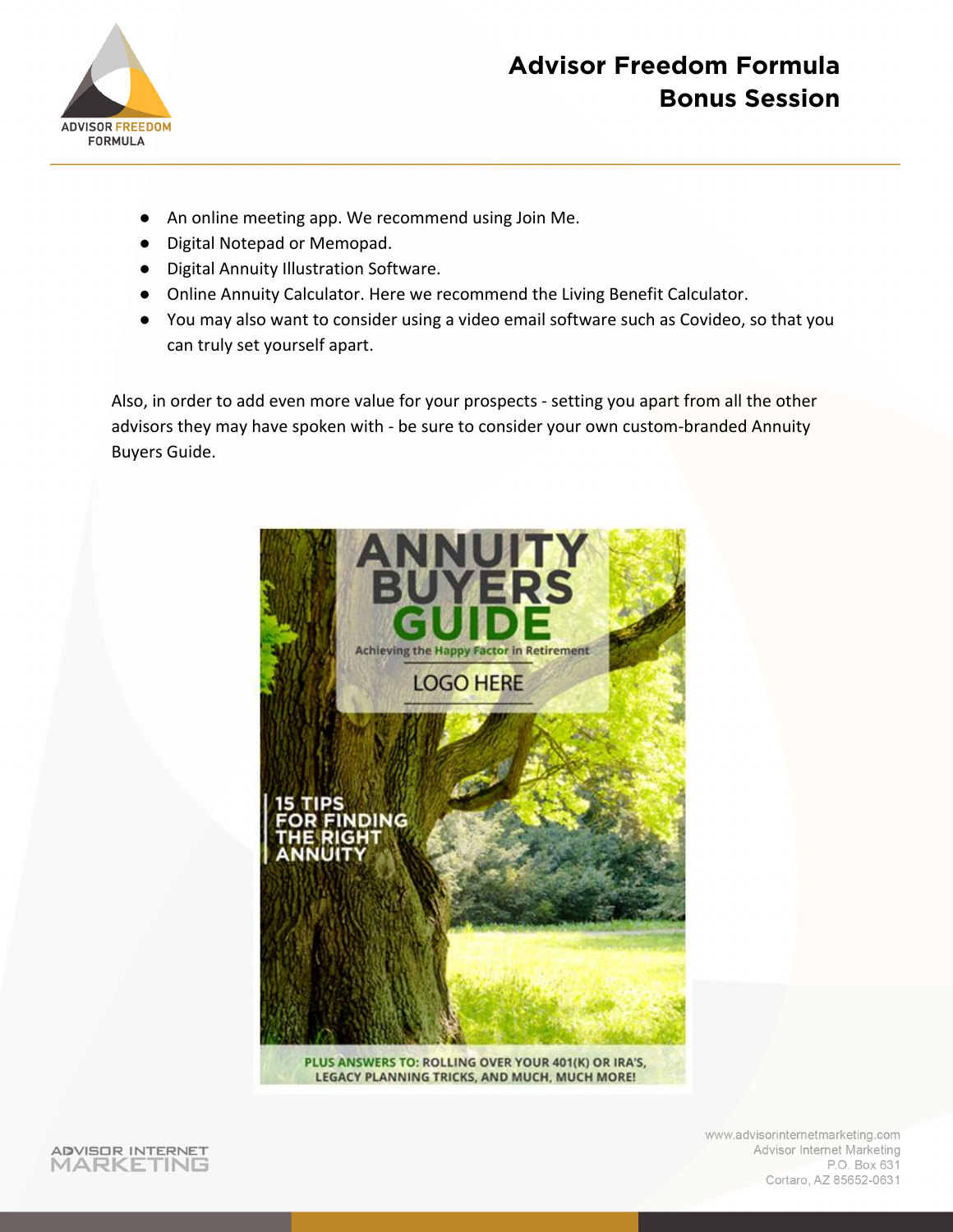- An online meeting app. We recommend using Join Me.
- Digital Notepad or Memopad.
- Digital Annuity Illustration Software.
- Online Annuity Calculator. Here we recommend the Living Benefit Calculator.
- You may also want to consider using a video email software such as Covideo, so that you can truly set yourself apart.

Also, in order to add even more value for your prospects - setting you apart from all the other advisors they may have spoken with - be sure to consider your own custom-branded Annuity Buyers Guide.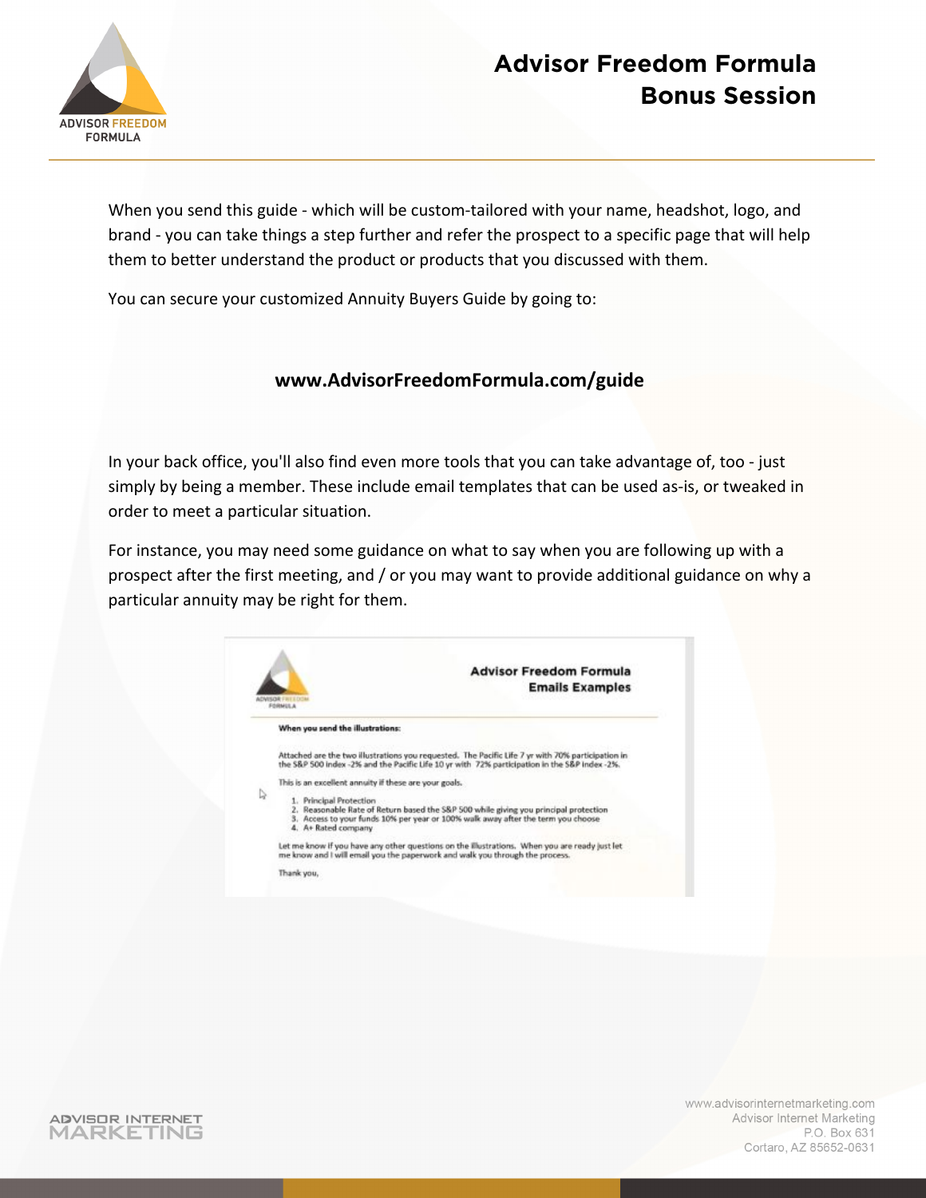When you send this guide - which will be custom-tailored with your name, headshot, logo, and brand - you can take things a step further and refer the prospect to a specific page that will help them to better understand the product or products that you discussed with them.

You can secure your customized Annuity Buyers Guide by going to:

**www.AdvisorFreedomFormula.com/guide**

In your back office, you'll also find even more tools that you can take advantage of, too - just simply by being a member. These include email templates that can be used as-is, or tweaked in order to meet a particular situation.

For instance, you may need some guidance on what to say when you are following up with a prospect after the first meeting, and / or you may want to provide additional guidance on why a particular annuity may be right for them.

**Advisor Freedom Formula**
**Emails Examples**

**When you send the illustrations:**

Attached are the two illustrations you requested. The Pacific Life 7 yr with 70% participation in the S&P 500 index -2% and the Pacific Life 10 yr with 72% participation in the S&P index -2%.

This is an excellent annuity if these are your goals.

1. Principal Protection
2. Reasonable Rate of Return based the S&P 500 while giving you principal protection
3. Access to your funds 10% per year or 100% walk away after the term you choose
4. A+ Rated company

Let me know if you have any other questions on the illustrations. When you are ready just let me know and I will email you the paperwork and walk you through the process.

Thank you,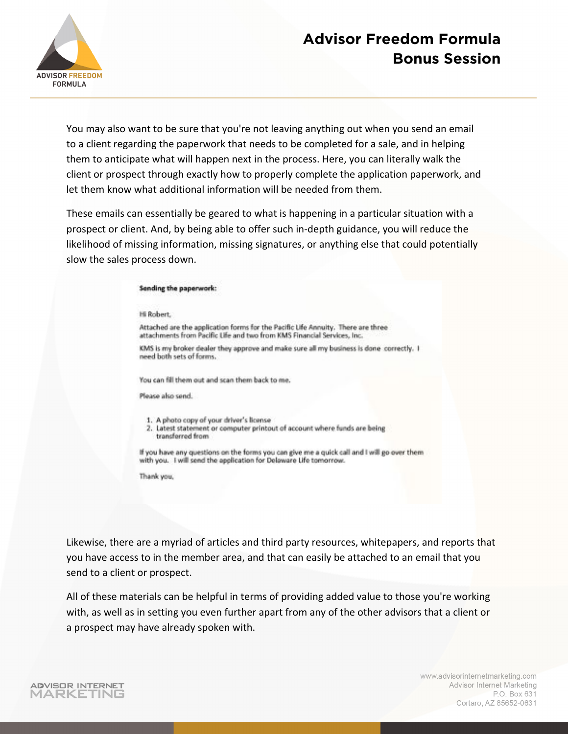You may also want to be sure that you're not leaving anything out when you send an email to a client regarding the paperwork that needs to be completed for a sale, and in helping them to anticipate what will happen next in the process. Here, you can literally walk the client or prospect through exactly how to properly complete the application paperwork, and let them know what additional information will be needed from them.

These emails can essentially be geared to what is happening in a particular situation with a prospect or client. And, by being able to offer such in-depth guidance, you will reduce the likelihood of missing information, missing signatures, or anything else that could potentially slow the sales process down.

**Sending the paperwork:**

Hi Robert,

Attached are the application forms for the Pacific Life Annuity. There are three attachments from Pacific Life and two from KMS Financial Services, Inc.

KMS is my broker dealer they approve and make sure all my business is done correctly. I need both sets of forms.

You can fill them out and scan them back to me.

Please also send.

1. A photo copy of your driver's license
2. Latest statement or computer printout of account where funds are being transferred from

If you have any questions on the forms you can give me a quick call and I will go over them with you. I will send the application for Delaware Life tomorrow.

Thank you,

Likewise, there are a myriad of articles and third party resources, whitepapers, and reports that you have access to in the member area, and that can easily be attached to an email that you send to a client or prospect.

All of these materials can be helpful in terms of providing added value to those you're working with, as well as in setting you even further apart from any of the other advisors that a client or a prospect may have already spoken with.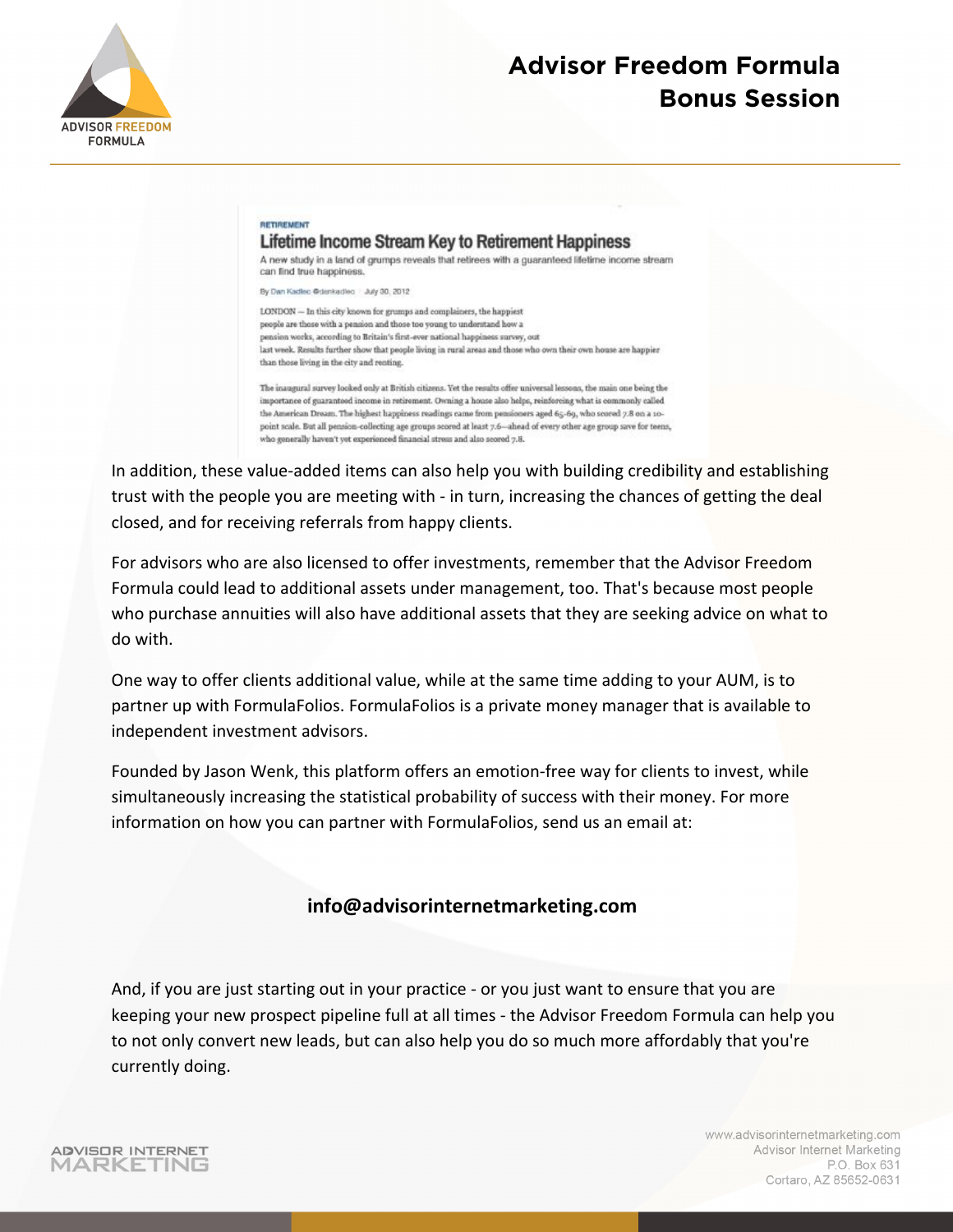RETIREMENT

## Lifetime Income Stream Key to Retirement Happiness

A new study in a land of grumps reveals that retirees with a guaranteed lifetime income stream can find true happiness.

By Dan Kadlec @dankadlec | July 30, 2012

LONDON — In this city known for grumps and complainers, the happiest people are those with a pension and those too young to understand how a pension works, according to Britain's first-ever national happiness survey, out last week. Results further show that people living in rural areas and those who own their own house are happier than those living in the city and renting.

The inaugural survey looked only at British citizens. Yet the results offer universal lessons, the main one being the importance of guaranteed income in retirement. Owning a house also helps, reinforcing what is commonly called the American Dream. The highest happiness readings came from pensioners aged 65-69, who scored 7.8 on a 10-point scale. But all pension-collecting age groups scored at least 7.6—ahead of every other age group save for teens, who generally haven't yet experienced financial stress and also scored 7.8.

In addition, these value-added items can also help you with building credibility and establishing trust with the people you are meeting with - in turn, increasing the chances of getting the deal closed, and for receiving referrals from happy clients.

For advisors who are also licensed to offer investments, remember that the Advisor Freedom Formula could lead to additional assets under management, too. That's because most people who purchase annuities will also have additional assets that they are seeking advice on what to do with.

One way to offer clients additional value, while at the same time adding to your AUM, is to partner up with FormulaFolios. FormulaFolios is a private money manager that is available to independent investment advisors.

Founded by Jason Wenk, this platform offers an emotion-free way for clients to invest, while simultaneously increasing the statistical probability of success with their money. For more information on how you can partner with FormulaFolios, send us an email at:

**info@advisorinternetmarketing.com**

And, if you are just starting out in your practice - or you just want to ensure that you are keeping your new prospect pipeline full at all times - the Advisor Freedom Formula can help you to not only convert new leads, but can also help you do so much more affordably that you're currently doing.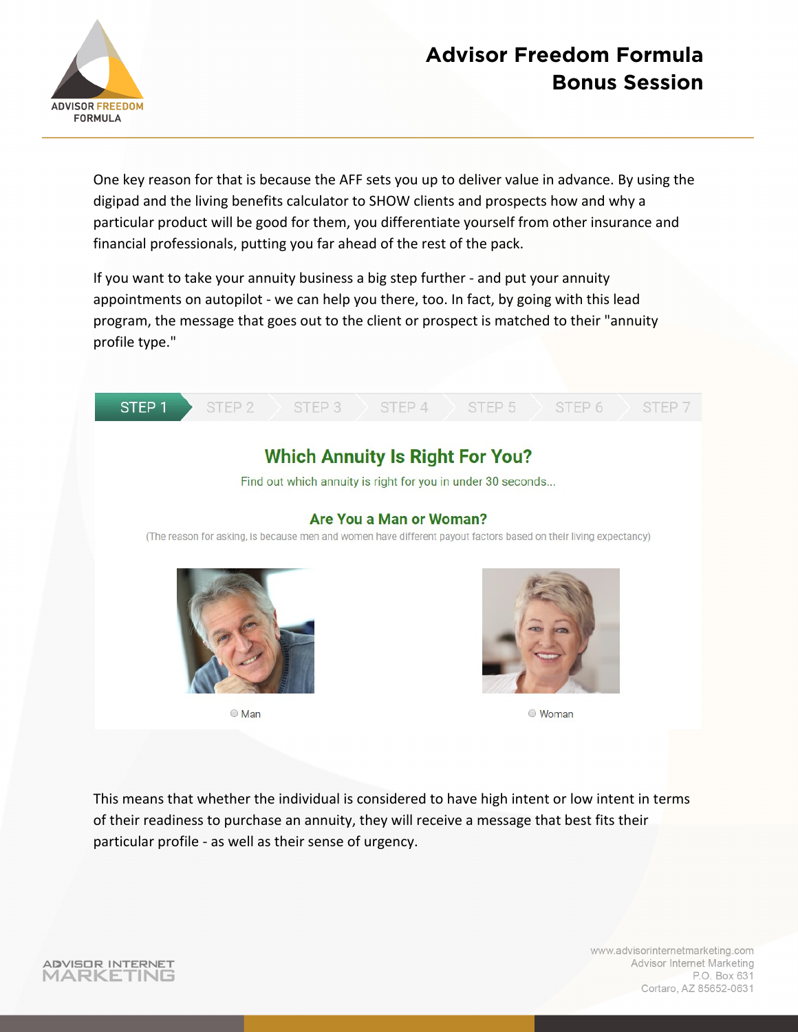One key reason for that is because the AFF sets you up to deliver value in advance. By using the digipad and the living benefits calculator to SHOW clients and prospects how and why a particular product will be good for them, you differentiate yourself from other insurance and financial professionals, putting you far ahead of the rest of the pack.

If you want to take your annuity business a big step further - and put your annuity appointments on autopilot - we can help you there, too. In fact, by going with this lead program, the message that goes out to the client or prospect is matched to their "annuity profile type."

STEP 1 | STEP 2 | STEP 3 | STEP 4 | STEP 5 | STEP 6 | STEP 7

## Which Annuity Is Right For You?

Find out which annuity is right for you in under 30 seconds...

### Are You a Man or Woman?

(The reason for asking, is because men and women have different payout factors based on their living expectancy)

○ Man

○ Woman

This means that whether the individual is considered to have high intent or low intent in terms of their readiness to purchase an annuity, they will receive a message that best fits their particular profile - as well as their sense of urgency.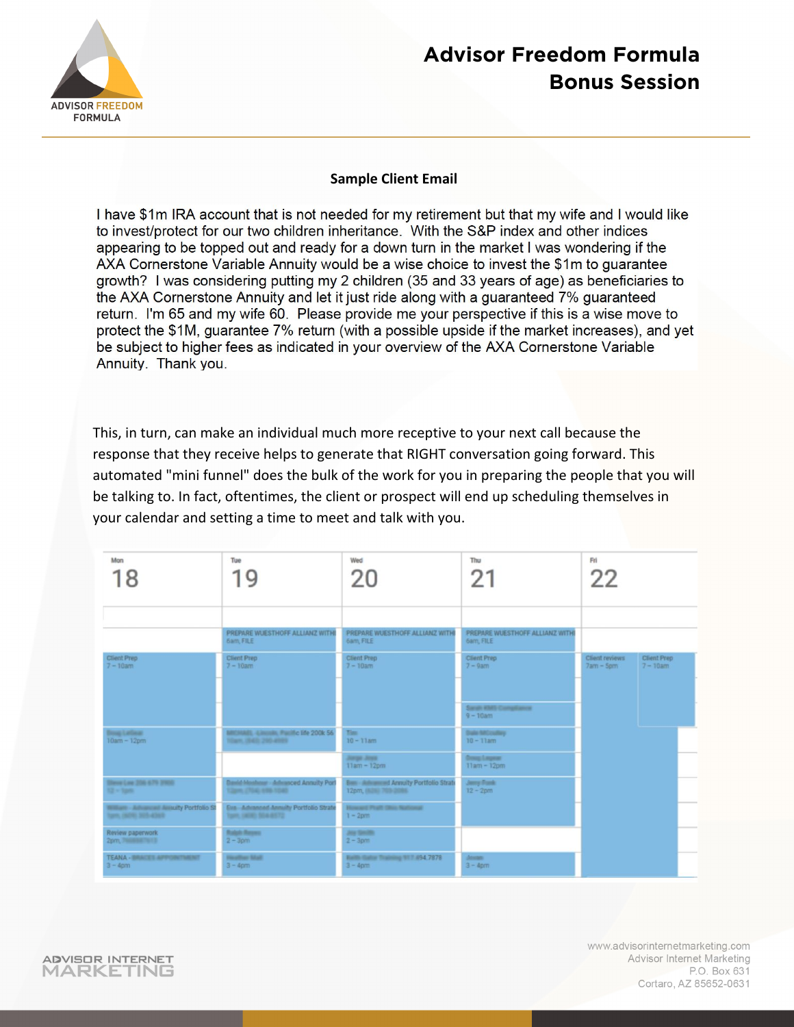**Sample Client Email**

I have $1m IRA account that is not needed for my retirement but that my wife and I would like to invest/protect for our two children inheritance. With the S&P index and other indices appearing to be topped out and ready for a down turn in the market I was wondering if the AXA Cornerstone Variable Annuity would be a wise choice to invest the $1m to guarantee growth? I was considering putting my 2 children (35 and 33 years of age) as beneficiaries to the AXA Cornerstone Annuity and let it just ride along with a guaranteed 7% guaranteed return. I'm 65 and my wife 60. Please provide me your perspective if this is a wise move to protect the $1M, guarantee 7% return (with a possible upside if the market increases), and yet be subject to higher fees as indicated in your overview of the AXA Cornerstone Variable Annuity. Thank you.

This, in turn, can make an individual much more receptive to your next call because the response that they receive helps to generate that RIGHT conversation going forward. This automated "mini funnel" does the bulk of the work for you in preparing the people that you will be talking to. In fact, oftentimes, the client or prospect will end up scheduling themselves in your calendar and setting a time to meet and talk with you.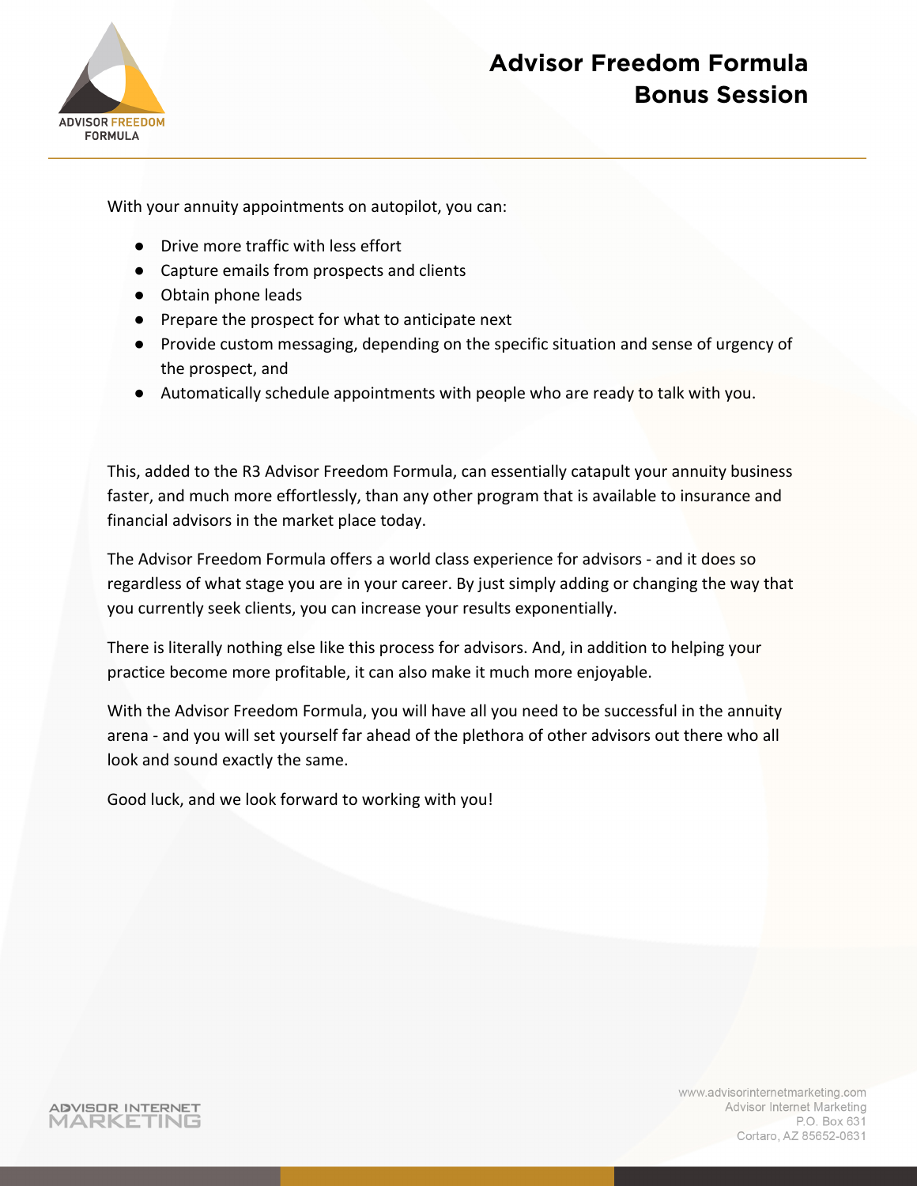With your annuity appointments on autopilot, you can:

- Drive more traffic with less effort
- Capture emails from prospects and clients
- Obtain phone leads
- Prepare the prospect for what to anticipate next
- Provide custom messaging, depending on the specific situation and sense of urgency of the prospect, and
- Automatically schedule appointments with people who are ready to talk with you.

This, added to the R3 Advisor Freedom Formula, can essentially catapult your annuity business faster, and much more effortlessly, than any other program that is available to insurance and financial advisors in the market place today.

The Advisor Freedom Formula offers a world class experience for advisors - and it does so regardless of what stage you are in your career. By just simply adding or changing the way that you currently seek clients, you can increase your results exponentially.

There is literally nothing else like this process for advisors. And, in addition to helping your practice become more profitable, it can also make it much more enjoyable.

With the Advisor Freedom Formula, you will have all you need to be successful in the annuity arena - and you will set yourself far ahead of the plethora of other advisors out there who all look and sound exactly the same.

Good luck, and we look forward to working with you!